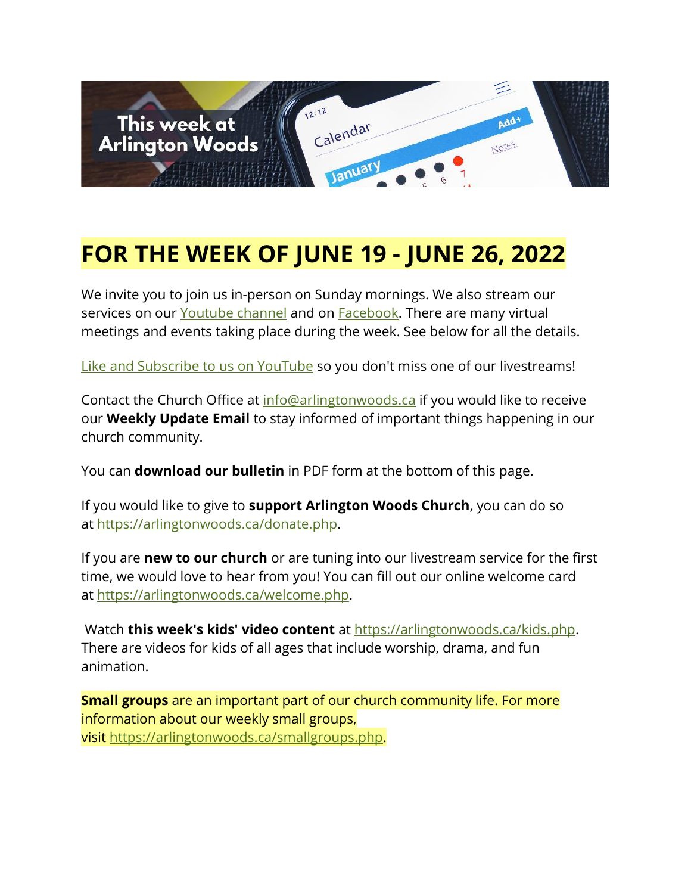This week at Arlington Woods

# FOR THE WEEK OF JUNE 19 - JUNE 26, 2022

We invite you to join us in-person on Sunday mornings. We also stream our services on our Youtube channel and on Facebook. There are many virtual meetings and events taking place during the week. See below for all the details.

Like and Subscribe to us on YouTube so you don't miss one of our livestreams!

Contact the Church Office at info@arlingtonwoods.ca if you would like to receive our **Weekly Update Email** to stay informed of important things happening in our church community.

You can **download our bulletin** in PDF form at the bottom of this page.

If you would like to give to **support Arlington Woods Church**, you can do so at https://arlingtonwoods.ca/donate.php.

If you are **new to our church** or are tuning into our livestream service for the first time, we would love to hear from you! You can fill out our online welcome card at https://arlingtonwoods.ca/welcome.php.

Watch **this week's kids' video content** at https://arlingtonwoods.ca/kids.php. There are videos for kids of all ages that include worship, drama, and fun animation.

**Small groups** are an important part of our church community life. For more information about our weekly small groups, visit https://arlingtonwoods.ca/smallgroups.php.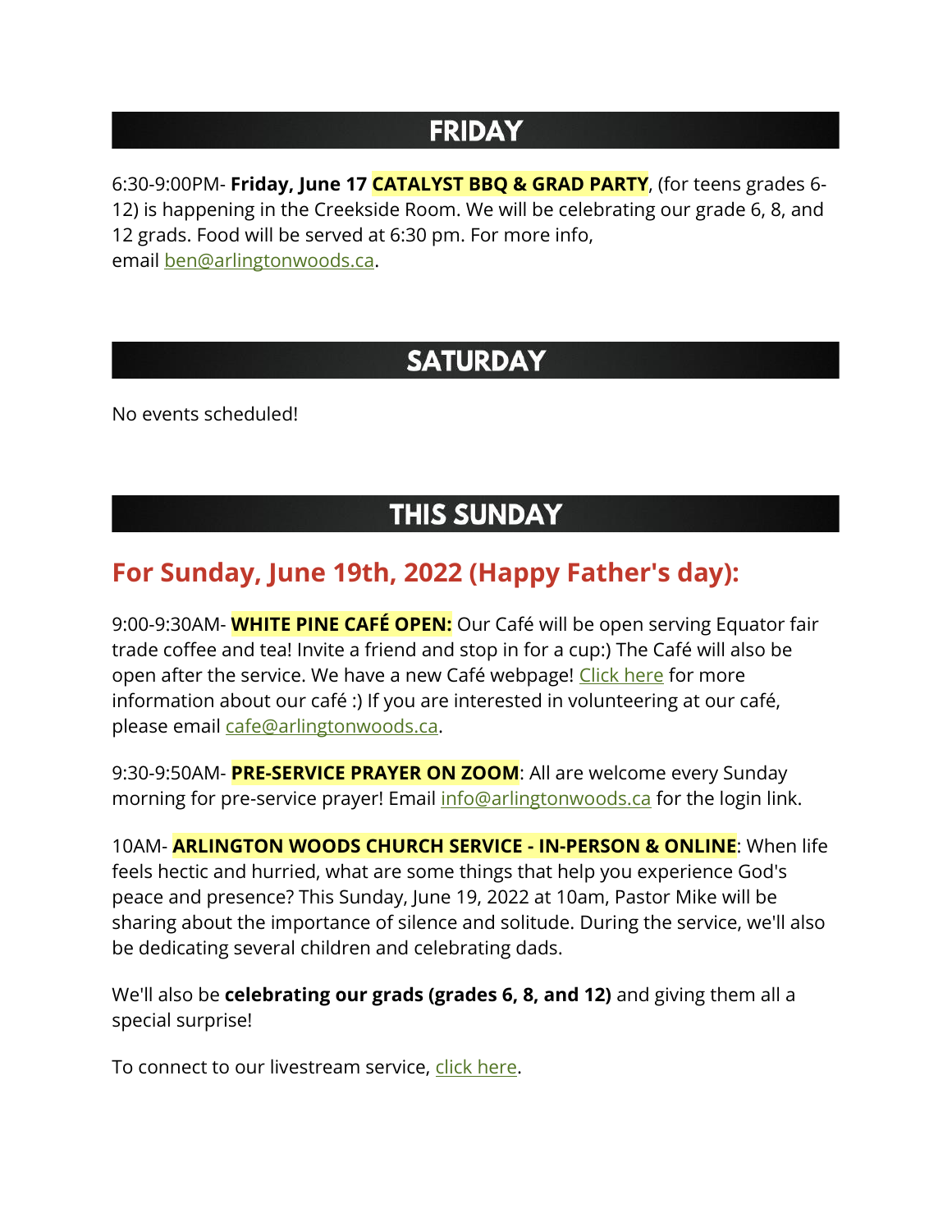## FRIDAY

6:30-9:00PM- **Friday, June 17** **CATALYST BBQ & GRAD PARTY**, (for teens grades 6-12) is happening in the Creekside Room. We will be celebrating our grade 6, 8, and 12 grads. Food will be served at 6:30 pm. For more info, email ben@arlingtonwoods.ca.

## SATURDAY

No events scheduled!

## THIS SUNDAY

### For Sunday, June 19th, 2022 (Happy Father's day):

9:00-9:30AM- **WHITE PINE CAFÉ OPEN:** Our Café will be open serving Equator fair trade coffee and tea! Invite a friend and stop in for a cup:) The Café will also be open after the service. We have a new Café webpage! Click here for more information about our café :) If you are interested in volunteering at our café, please email cafe@arlingtonwoods.ca.

9:30-9:50AM- **PRE-SERVICE PRAYER ON ZOOM**: All are welcome every Sunday morning for pre-service prayer! Email info@arlingtonwoods.ca for the login link.

10AM- **ARLINGTON WOODS CHURCH SERVICE - IN-PERSON & ONLINE**: When life feels hectic and hurried, what are some things that help you experience God's peace and presence? This Sunday, June 19, 2022 at 10am, Pastor Mike will be sharing about the importance of silence and solitude. During the service, we'll also be dedicating several children and celebrating dads.

We'll also be **celebrating our grads (grades 6, 8, and 12)** and giving them all a special surprise!

To connect to our livestream service, click here.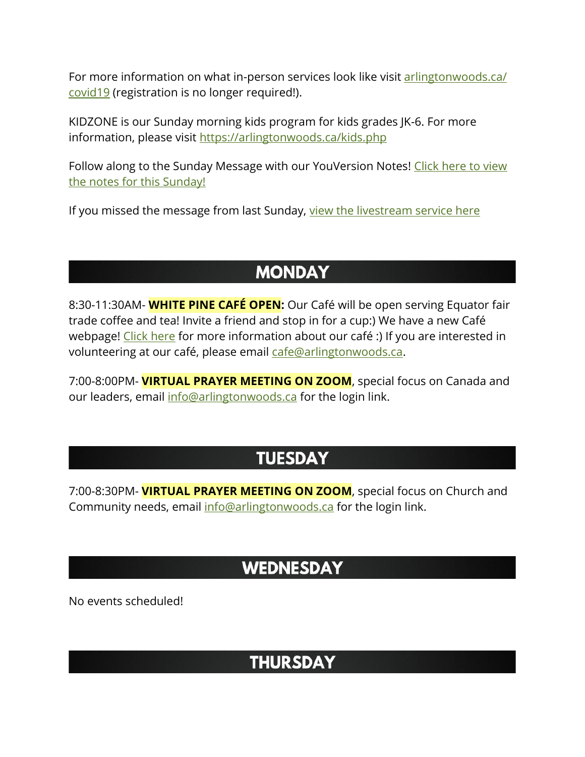For more information on what in-person services look like visit arlingtonwoods.ca/covid19 (registration is no longer required!).

KIDZONE is our Sunday morning kids program for kids grades JK-6. For more information, please visit https://arlingtonwoods.ca/kids.php

Follow along to the Sunday Message with our YouVersion Notes! Click here to view the notes for this Sunday!

If you missed the message from last Sunday, view the livestream service here

## MONDAY

8:30-11:30AM- **WHITE PINE CAFÉ OPEN:** Our Café will be open serving Equator fair trade coffee and tea! Invite a friend and stop in for a cup:) We have a new Café webpage! Click here for more information about our café :) If you are interested in volunteering at our café, please email cafe@arlingtonwoods.ca.

7:00-8:00PM- **VIRTUAL PRAYER MEETING ON ZOOM**, special focus on Canada and our leaders, email info@arlingtonwoods.ca for the login link.

## TUESDAY

7:00-8:30PM- **VIRTUAL PRAYER MEETING ON ZOOM**, special focus on Church and Community needs, email info@arlingtonwoods.ca for the login link.

## WEDNESDAY

No events scheduled!

## THURSDAY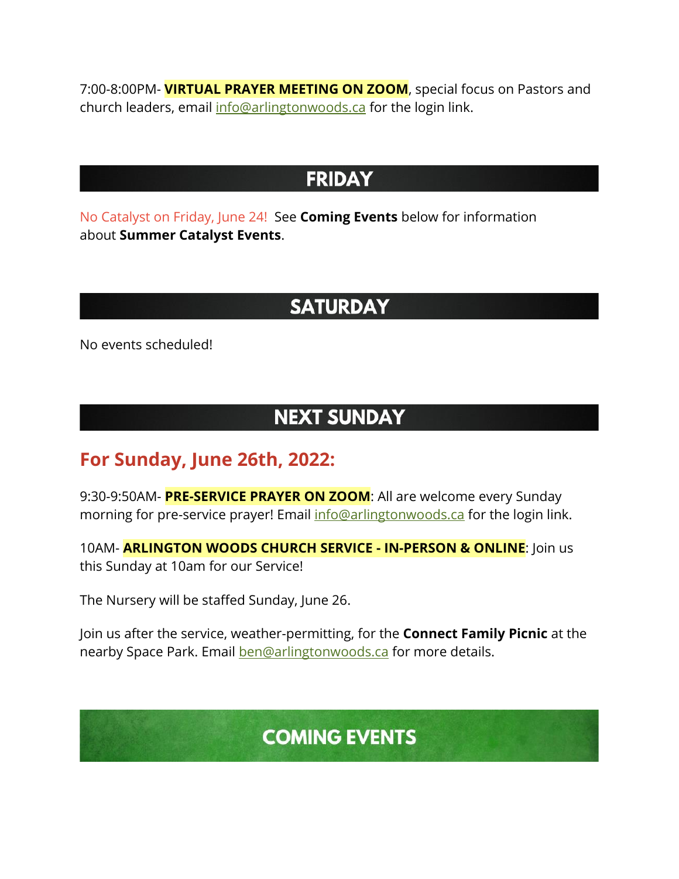7:00-8:00PM- **VIRTUAL PRAYER MEETING ON ZOOM**, special focus on Pastors and church leaders, email info@arlingtonwoods.ca for the login link.

## FRIDAY

No Catalyst on Friday, June 24! See **Coming Events** below for information about **Summer Catalyst Events**.

## SATURDAY

No events scheduled!

## NEXT SUNDAY

### For Sunday, June 26th, 2022:

9:30-9:50AM- **PRE-SERVICE PRAYER ON ZOOM**: All are welcome every Sunday morning for pre-service prayer! Email info@arlingtonwoods.ca for the login link.

10AM- **ARLINGTON WOODS CHURCH SERVICE - IN-PERSON & ONLINE**: Join us this Sunday at 10am for our Service!

The Nursery will be staffed Sunday, June 26.

Join us after the service, weather-permitting, for the **Connect Family Picnic** at the nearby Space Park. Email ben@arlingtonwoods.ca for more details.

## COMING EVENTS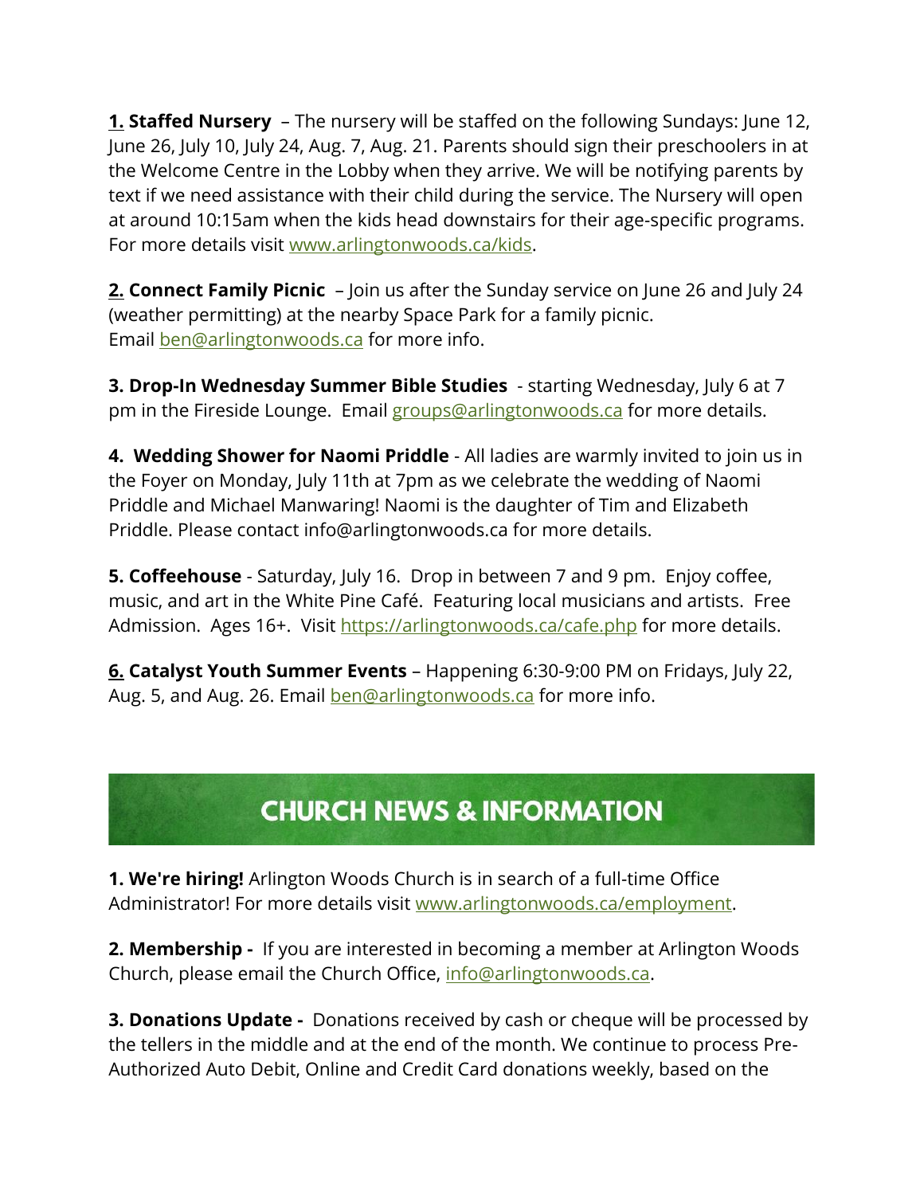**1. Staffed Nursery** – The nursery will be staffed on the following Sundays: June 12, June 26, July 10, July 24, Aug. 7, Aug. 21. Parents should sign their preschoolers in at the Welcome Centre in the Lobby when they arrive. We will be notifying parents by text if we need assistance with their child during the service. The Nursery will open at around 10:15am when the kids head downstairs for their age-specific programs. For more details visit www.arlingtonwoods.ca/kids.

**2. Connect Family Picnic** – Join us after the Sunday service on June 26 and July 24 (weather permitting) at the nearby Space Park for a family picnic. Email ben@arlingtonwoods.ca for more info.

**3. Drop-In Wednesday Summer Bible Studies** - starting Wednesday, July 6 at 7 pm in the Fireside Lounge. Email groups@arlingtonwoods.ca for more details.

**4. Wedding Shower for Naomi Priddle** - All ladies are warmly invited to join us in the Foyer on Monday, July 11th at 7pm as we celebrate the wedding of Naomi Priddle and Michael Manwaring! Naomi is the daughter of Tim and Elizabeth Priddle. Please contact info@arlingtonwoods.ca for more details.

**5. Coffeehouse** - Saturday, July 16. Drop in between 7 and 9 pm. Enjoy coffee, music, and art in the White Pine Café. Featuring local musicians and artists. Free Admission. Ages 16+. Visit https://arlingtonwoods.ca/cafe.php for more details.

**6. Catalyst Youth Summer Events** – Happening 6:30-9:00 PM on Fridays, July 22, Aug. 5, and Aug. 26. Email ben@arlingtonwoods.ca for more info.

## CHURCH NEWS & INFORMATION

**1. We're hiring!** Arlington Woods Church is in search of a full-time Office Administrator! For more details visit www.arlingtonwoods.ca/employment.

**2. Membership -** If you are interested in becoming a member at Arlington Woods Church, please email the Church Office, info@arlingtonwoods.ca.

**3. Donations Update -** Donations received by cash or cheque will be processed by the tellers in the middle and at the end of the month. We continue to process Pre-Authorized Auto Debit, Online and Credit Card donations weekly, based on the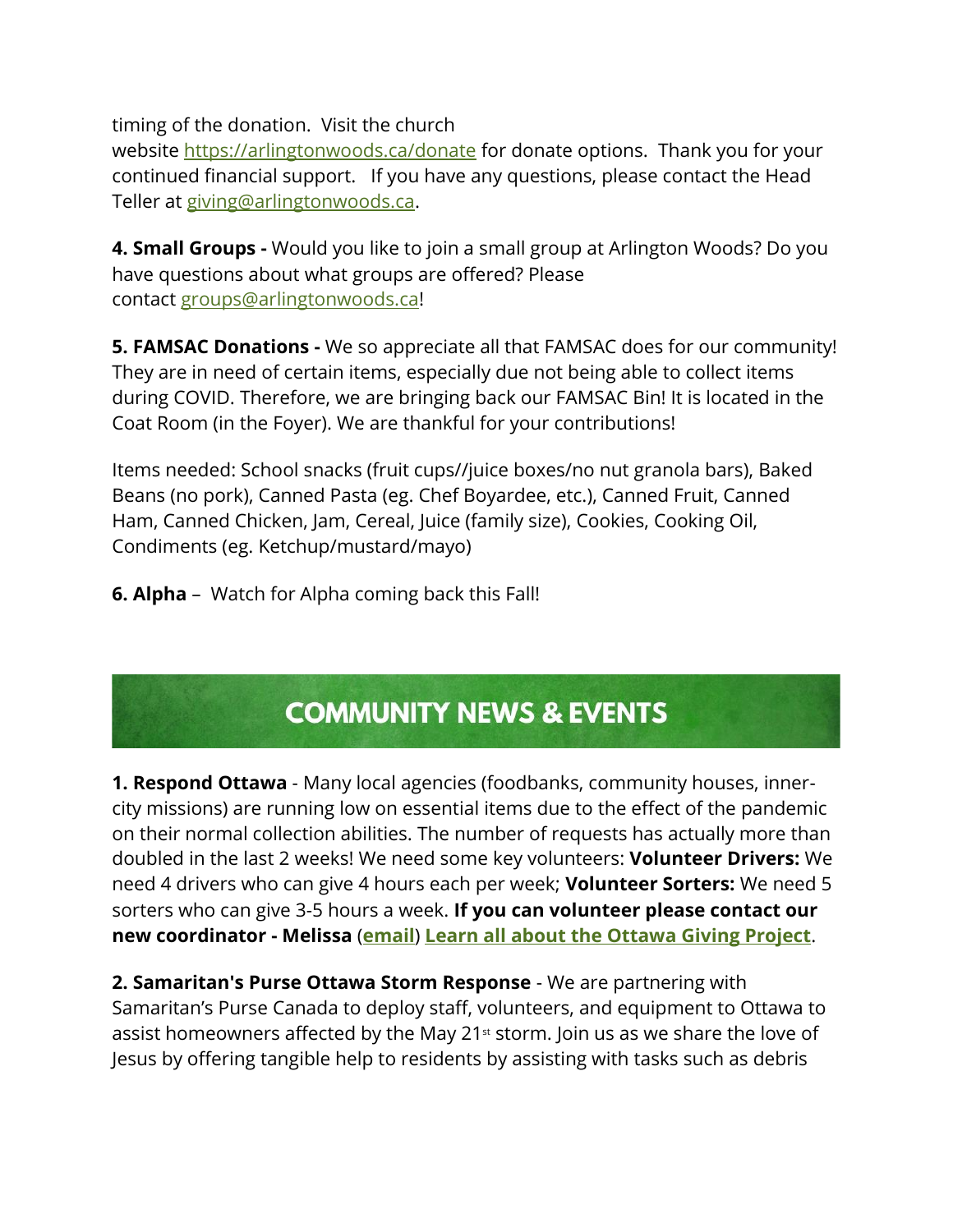timing of the donation. Visit the church website https://arlingtonwoods.ca/donate for donate options. Thank you for your continued financial support. If you have any questions, please contact the Head Teller at giving@arlingtonwoods.ca.

**4. Small Groups -** Would you like to join a small group at Arlington Woods? Do you have questions about what groups are offered? Please contact groups@arlingtonwoods.ca!

**5. FAMSAC Donations -** We so appreciate all that FAMSAC does for our community! They are in need of certain items, especially due not being able to collect items during COVID. Therefore, we are bringing back our FAMSAC Bin! It is located in the Coat Room (in the Foyer). We are thankful for your contributions!

Items needed: School snacks (fruit cups//juice boxes/no nut granola bars), Baked Beans (no pork), Canned Pasta (eg. Chef Boyardee, etc.), Canned Fruit, Canned Ham, Canned Chicken, Jam, Cereal, Juice (family size), Cookies, Cooking Oil, Condiments (eg. Ketchup/mustard/mayo)

**6. Alpha** – Watch for Alpha coming back this Fall!

## COMMUNITY NEWS & EVENTS

**1. Respond Ottawa** - Many local agencies (foodbanks, community houses, inner-city missions) are running low on essential items due to the effect of the pandemic on their normal collection abilities. The number of requests has actually more than doubled in the last 2 weeks! We need some key volunteers: **Volunteer Drivers:** We need 4 drivers who can give 4 hours each per week; **Volunteer Sorters:** We need 5 sorters who can give 3-5 hours a week. **If you can volunteer please contact our new coordinator - Melissa** (**email**) **Learn all about the Ottawa Giving Project**.

**2. Samaritan's Purse Ottawa Storm Response** - We are partnering with Samaritan's Purse Canada to deploy staff, volunteers, and equipment to Ottawa to assist homeowners affected by the May 21st storm. Join us as we share the love of Jesus by offering tangible help to residents by assisting with tasks such as debris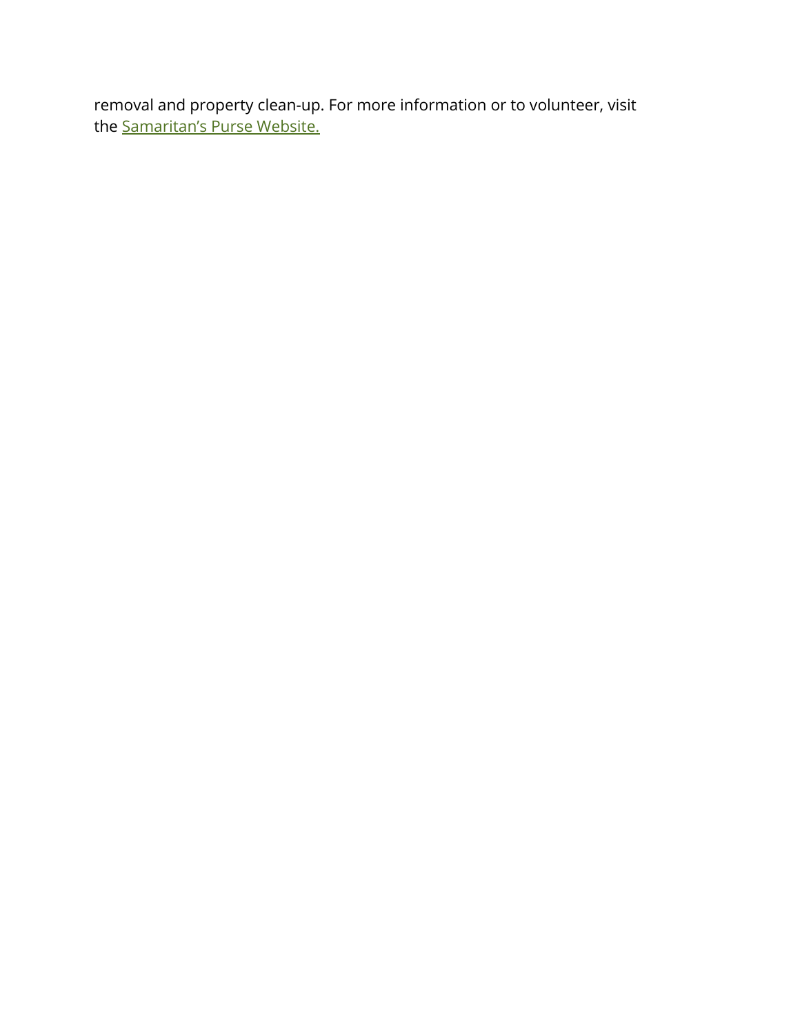removal and property clean-up. For more information or to volunteer, visit the Samaritan's Purse Website.